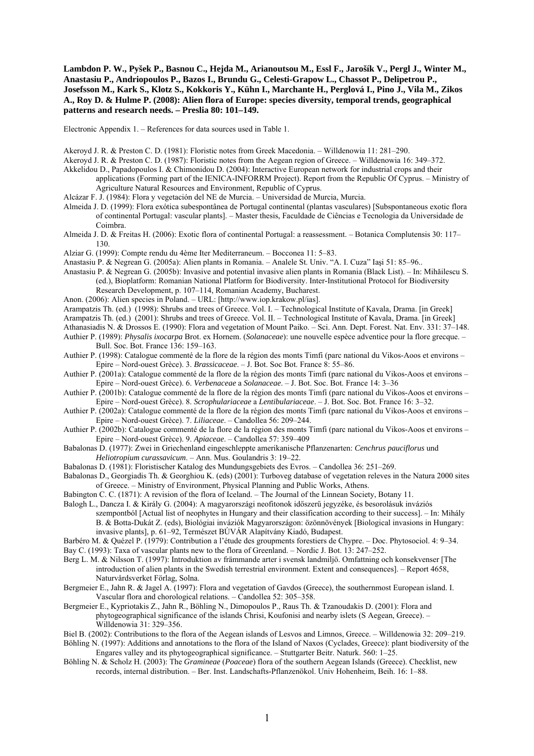**Lambdon P. W., Pyšek P., Basnou C., Hejda M., Arianoutsou M., Essl F., Jarošík V., Pergl J., Winter M., Anastasiu P., Andriopoulos P., Bazos I., Brundu G., Celesti-Grapow L., Chassot P., Delipetrou P., Josefsson M., Kark S., Klotz S., Kokkoris Y., Kühn I., Marchante H., Perglová I., Pino J., Vila M., Zikos A., Roy D. & Hulme P. (2008): Alien flora of Europe: species diversity, temporal trends, geographical patterns and research needs. – Preslia 80: 101–149.**

Electronic Appendix 1. – References for data sources used in Table 1.

Akeroyd J. R. & Preston C. D. (1981): Floristic notes from Greek Macedonia. – Willdenowia 11: 281–290.

Akeroyd J. R. & Preston C. D. (1987): Floristic notes from the Aegean region of Greece. – Willdenowia 16: 349–372.

Akkelidou D., Papadopoulos I. & Chimonidou D. (2004): Interactive European network for industrial crops and their applications (Forming part of the IENICA-INFORRM Project). Report from the Republic Of Cyprus. – Ministry of Agriculture Natural Resources and Environment, Republic of Cyprus.

Alcázar F. J. (1984): Flora y vegetación del NE de Murcia. – Universidad de Murcia, Murcia.

Almeida J. D. (1999): Flora exótica subespontânea de Portugal continental (plantas vasculares) [Subspontaneous exotic flora of continental Portugal: vascular plants]. – Master thesis, Faculdade de Ciências e Tecnologia da Universidade de Coimbra.

Almeida J. D. & Freitas H. (2006): Exotic flora of continental Portugal: a reassessment. – Botanica Complutensis 30: 117–130.

Alziar G. (1999): Compte rendu du 4ème Iter Mediterraneum. – Bocconea 11: 5–83.

Anastasiu P. & Negrean G. (2005a): Alien plants in Romania. – Analele St. Univ. "A. I. Cuza" Iaşi 51: 85–96..

Anastasiu P. & Negrean G. (2005b): Invasive and potential invasive alien plants in Romania (Black List). – In: Mihăilescu S. (ed.), Bioplatform: Romanian National Platform for Biodiversity. Inter-Institutional Protocol for Biodiversity Research Development, p. 107–114, Romanian Academy, Bucharest.

Anon. (2006): Alien species in Poland. – URL: [http://www.iop.krakow.pl/ias].

Arampatzis Th. (ed.) (1998): Shrubs and trees of Greece. Vol. I. – Technological Institute of Kavala, Drama. [in Greek]

Arampatzis Th. (ed.) (2001): Shrubs and trees of Greece. Vol. II. – Technological Institute of Kavala, Drama. [in Greek]

Athanasiadis N. & Drossos E. (1990): Flora and vegetation of Mount Paiko. – Sci. Ann. Dept. Forest. Nat. Env. 331: 37–148.

Authier P. (1989): *Physalis ixocarpa* Brot. ex Hornem. (*Solanaceae*): une nouvelle espèce adventice pour la flore grecque. – Bull. Soc. Bot. France 136: 159–163.

Authier P. (1998): Catalogue commenté de la flore de la région des monts Timfi (parc national du Vikos-Aoos et environs – Epire – Nord-ouest Grèce). 3. *Brassicaceae*. – J. Bot. Soc Bot. France 8: 55–86.

Authier P. (2001a): Catalogue commenté de la flore de la région des monts Timfi (parc national du Vikos-Aoos et environs – Epire – Nord-ouest Grèce). 6. *Verbenaceae* a *Solanaceae*. – J. Bot. Soc. Bot. France 14: 3–36

Authier P. (2001b): Catalogue commenté de la flore de la région des monts Timfi (parc national du Vikos-Aoos et environs – Epire – Nord-ouest Grèce). 8. *Scrophulariaceae* a *Lentibulariaceae*. – J. Bot. Soc. Bot. France 16: 3–32.

Authier P. (2002a): Catalogue commenté de la flore de la région des monts Timfi (parc national du Vikos-Aoos et environs – Epire – Nord-ouest Grèce). 7. *Liliaceae*. – Candollea 56: 209–244.

Authier P. (2002b): Catalogue commenté de la flore de la région des monts Timfi (parc national du Vikos-Aoos et environs – Epire – Nord-ouest Grèce). 9. *Apiaceae*. – Candollea 57: 359–409

Babalonas D. (1977): Zwei in Griechenland eingeschleppte amerikanische Pflanzenarten: *Cenchrus pauciflorus* und *Heliotropium curassavicum*. – Ann. Mus. Goulandris 3: 19–22.

Babalonas D. (1981): Floristischer Katalog des Mundungsgebiets des Evros. – Candollea 36: 251–269.

Babalonas D., Georgiadis Th. & Georghiou K. (eds) (2001): Turboveg database of vegetation releves in the Natura 2000 sites of Greece. – Ministry of Environment, Physical Planning and Public Works, Athens.

Babington C. C. (1871): A revision of the flora of Iceland. – The Journal of the Linnean Society, Botany 11.

Balogh L., Dancza I. & Király G. (2004): A magyarországi neofitonok időszerű jegyzéke, és besorolásuk inváziós szempontból [Actual list of neophytes in Hungary and their classification according to their success]. – In: Mihály B. & Botta-Dukát Z. (eds), Biológiai inváziók Magyarországon: özönnövények [Biological invasions in Hungary: invasive plants], p. 61–92, Természet BÚVÁR Alapítvány Kiadó, Budapest.

Barbéro M. & Quézel P. (1979): Contribution a l'étude des groupments forestiers de Chypre. – Doc. Phytosociol. 4: 9–34.

Bay C. (1993): Taxa of vascular plants new to the flora of Greenland. – Nordic J. Bot. 13: 247–252.

Berg L. M. & Nilsson T. (1997): Introduktion av främmande arter i svensk landmiljö. Omfattning och konsekvenser [The introduction of alien plants in the Swedish terrestrial environment. Extent and consequences]. – Report 4658, Naturvårdsverket Förlag, Solna.

Bergmeier E., Jahn R. & Jagel A. (1997): Flora and vegetation of Gavdos (Greece), the southernmost European island. I. Vascular flora and chorological relations. – Candollea 52: 305–358.

Bergmeier E., Kypriotakis Z., Jahn R., Böhling N., Dimopoulos P., Raus Th. & Tzanoudakis D. (2001): Flora and phytogeographical significance of the islands Chrisi, Koufonisi and nearby islets (S Aegean, Greece). – Willdenowia 31: 329–356.

Biel B. (2002): Contributions to the flora of the Aegean islands of Lesvos and Limnos, Greece. – Willdenowia 32: 209–219.

Böhling N. (1997): Additions and annotations to the flora of the Island of Naxos (Cyclades, Greece): plant biodiversity of the Engares valley and its phytogeographical significance. – Stuttgarter Beitr. Naturk. 560: 1–25.

Böhling N. & Scholz H. (2003): The *Gramineae* (*Poaceae*) flora of the southern Aegean Islands (Greece). Checklist, new records, internal distribution. – Ber. Inst. Landschafts-Pflanzenökol. Univ Hohenheim, Beih. 16: 1–88.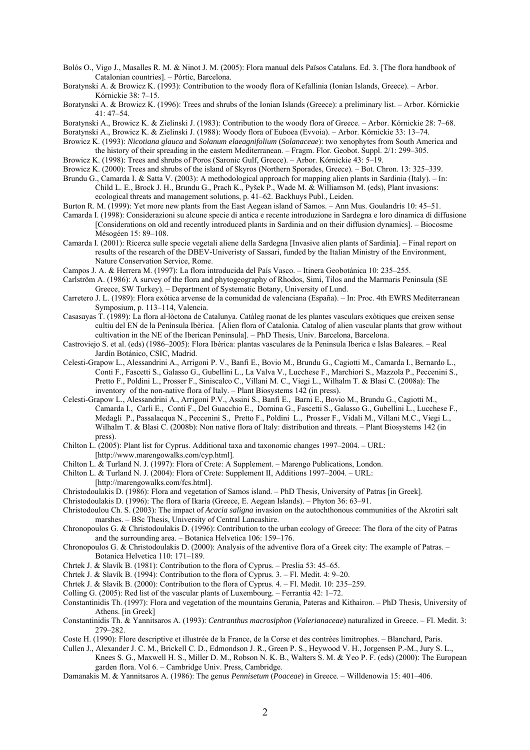Bolós O., Vigo J., Masalles R. M. & Ninot J. M. (2005): Flora manual dels Països Catalans. Ed. 3. [The flora handbook of Catalonian countries]. – Pòrtic, Barcelona.

Boratynski A. & Browicz K. (1993): Contribution to the woody flora of Kefallinia (Ionian Islands, Greece). – Arbor. Kórnickie 38: 7–15.

Boratynski A. & Browicz K. (1996): Trees and shrubs of the Ionian Islands (Greece): a preliminary list. – Arbor. Kórnickie 41: 47–54.

Boratynski A., Browicz K. & Zielinski J. (1983): Contribution to the woody flora of Greece. – Arbor. Kórnickie 28: 7–68.

Boratynski A., Browicz K. & Zielinski J. (1988): Woody flora of Euboea (Evvoia). – Arbor. Kórnickie 33: 13–74.

Browicz K. (1993): *Nicotiana glauca* and *Solanum elaeagnifolium* (*Solanaceae*): two xenophytes from South America and the history of their spreading in the eastern Mediterranean. – Fragm. Flor. Geobot. Suppl. 2/1: 299–305.

Browicz K. (1998): Trees and shrubs of Poros (Saronic Gulf, Greece). – Arbor. Kórnickie 43: 5–19.

Browicz K. (2000): Trees and shrubs of the island of Skyros (Northern Sporades, Greece). – Bot. Chron. 13: 325–339.

Brundu G., Camarda I. & Satta V. (2003): A methodological approach for mapping alien plants in Sardinia (Italy). – In: Child L. E., Brock J. H., Brundu G., Prach K., Pyšek P., Wade M. & Williamson M. (eds), Plant invasions: ecological threats and management solutions, p. 41–62. Backhuys Publ., Leiden.

Burton R. M. (1999): Yet more new plants from the East Aegean island of Samos. – Ann Mus. Goulandris 10: 45–51.

Camarda I. (1998): Considerazioni su alcune specie di antica e recente introduzione in Sardegna e loro dinamica di diffusione [Considerations on old and recently introduced plants in Sardinia and on their diffusion dynamics]. – Biocosme Mésogéen 15: 89–108.

Camarda I. (2001): Ricerca sulle specie vegetali aliene della Sardegna [Invasive alien plants of Sardinia]. – Final report on results of the research of the DBEV-Univeristy of Sassari, funded by the Italian Ministry of the Environment, Nature Conservation Service, Rome.

Campos J. A. & Herrera M. (1997): La flora introducida del País Vasco. – Itinera Geobotánica 10: 235–255.

Carlström A. (1986): A survey of the flora and phytogeography of Rhodos, Simi, Tilos and the Marmaris Peninsula (SE Greece, SW Turkey). – Department of Systematic Botany, University of Lund.

Carretero J. L. (1989): Flora exótica arvense de la comunidad de valenciana (España). – In: Proc. 4th EWRS Mediterranean Symposium, p. 113–114, Valencia.

Casasayas T. (1989): La flora al·lòctona de Catalunya. Catàleg raonat de les plantes vasculars exòtiques que creixen sense cultiu del EN de la Península Ibèrica. [Alien flora of Catalonia. Catalog of alien vascular plants that grow without cultivation in the NE of the Iberican Peninsula]. – PhD Thesis, Univ. Barcelona, Barcelona.

Castroviejo S. et al. (eds) (1986–2005): Flora Ibérica: plantas vasculares de la Peninsula Iberica e Islas Baleares. – Real Jardín Botánico, CSIC, Madrid.

Celesti-Grapow L., Alessandrini A., Arrigoni P. V., Banfi E., Bovio M., Brundu G., Cagiotti M., Camarda I., Bernardo L., Conti F., Fascetti S., Galasso G., Gubellini L., La Valva V., Lucchese F., Marchiori S., Mazzola P., Peccenini S., Pretto F., Poldini L., Prosser F., Siniscalco C., Villani M. C., Viegi L., Wilhalm T. & Blasi C. (2008a): The inventory of the non-native flora of Italy. – Plant Biosystems 142 (in press).

Celesti-Grapow L., Alessandrini A., Arrigoni P.V., Assini S., Banfi E., Barni E., Bovio M., Brundu G., Cagiotti M., Camarda I., Carli E., Conti F., Del Guacchio E., Domina G., Fascetti S., Galasso G., Gubellini L., Lucchese F., Medagli P., Passalacqua N., Peccenini S., Pretto F., Poldini L., Prosser F., Vidali M., Villani M.C., Viegi L., Wilhalm T. & Blasi C. (2008b): Non native flora of Italy: distribution and threats. – Plant Biosystems 142 (in press).

Chilton L. (2005): Plant list for Cyprus. Additional taxa and taxonomic changes 1997–2004. – URL: [http://www.marengowalks.com/cyp.html].

Chilton L. & Turland N. J. (1997): Flora of Crete: A Supplement. – Marengo Publications, London.

Chilton L. & Turland N. J. (2004): Flora of Crete: Supplement II, Additions 1997–2004. – URL: [http://marengowalks.com/fcs.html].

Christodoulakis D. (1986): Flora and vegetation of Samos island. – PhD Thesis, University of Patras [in Greek].

Christodoulakis D. (1996): The flora of Ikaria (Greece, E. Aegean Islands). – Phyton 36: 63–91.

Christodoulou Ch. S. (2003): The impact of *Acacia saligna* invasion on the autochthonous communities of the Akrotiri salt marshes. – BSc Thesis, University of Central Lancashire.

Chronopoulos G. & Christodoulakis D. (1996): Contribution to the urban ecology of Greece: The flora of the city of Patras and the surrounding area. – Botanica Helvetica 106: 159–176.

Chronopoulos G. & Christodoulakis D. (2000): Analysis of the adventive flora of a Greek city: The example of Patras. – Botanica Helvetica 110: 171–189.

Chrtek J. & Slavík B. (1981): Contribution to the flora of Cyprus. – Preslia 53: 45–65.

Chrtek J. & Slavík B. (1994): Contribution to the flora of Cyprus. 3. – Fl. Medit. 4: 9–20.

Chrtek J. & Slavík B. (2000): Contribution to the flora of Cyprus. 4. – Fl. Medit. 10: 235–259.

Colling G. (2005): Red list of the vascular plants of Luxembourg. – Ferrantia 42: 1–72.

Constantinidis Th. (1997): Flora and vegetation of the mountains Gerania, Pateras and Kithairon. – PhD Thesis, University of Athens. [in Greek]

Constantinidis Th. & Yannitsaros A. (1993): *Centranthus macrosiphon* (*Valerianaceae*) naturalized in Greece. – Fl. Medit. 3: 279–282.

Coste H. (1990): Flore descriptive et illustrée de la France, de la Corse et des contrées limitrophes. – Blanchard, Paris.

Cullen J., Alexander J. C. M., Brickell C. D., Edmondson J. R., Green P. S., Heywood V. H., Jorgensen P.-M., Jury S. L., Knees S. G., Maxwell H. S., Miller D. M., Robson N. K. B., Walters S. M. & Yeo P. F. (eds) (2000): The European garden flora. Vol 6. – Cambridge Univ. Press, Cambridge.

Damanakis M. & Yannitsaros A. (1986): The genus *Pennisetum* (*Poaceae*) in Greece. – Willdenowia 15: 401–406.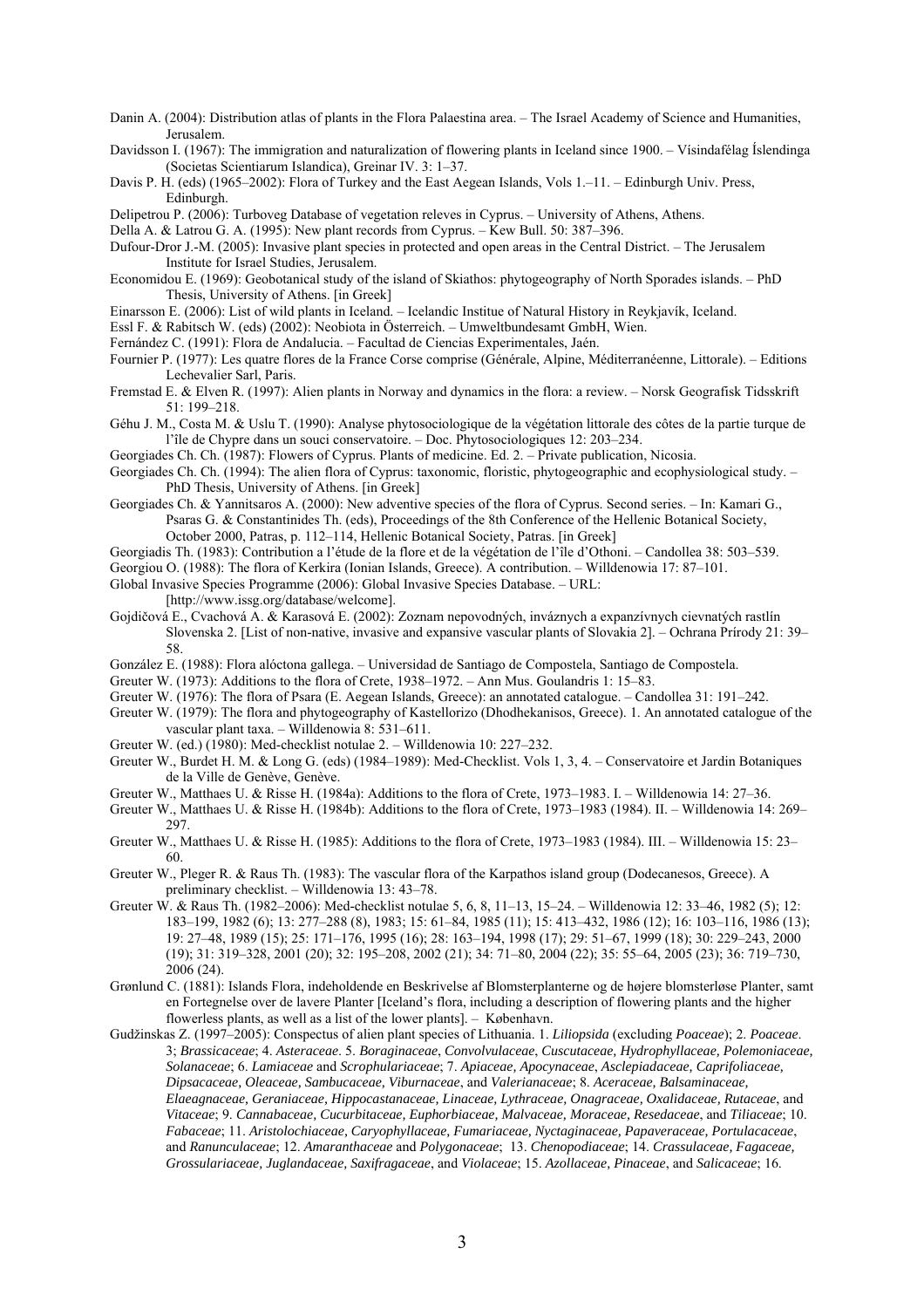Danin A. (2004): Distribution atlas of plants in the Flora Palaestina area. – The Israel Academy of Science and Humanities, Jerusalem.

Davidsson I. (1967): The immigration and naturalization of flowering plants in Iceland since 1900. – Vísindafélag Íslendinga (Societas Scientiarum Islandica), Greinar IV. 3: 1–37.

Davis P. H. (eds) (1965–2002): Flora of Turkey and the East Aegean Islands, Vols 1.–11. – Edinburgh Univ. Press, Edinburgh.

Delipetrou P. (2006): Turboveg Database of vegetation releves in Cyprus. – University of Athens, Athens.

Della A. & Latrou G. A. (1995): New plant records from Cyprus. – Kew Bull. 50: 387–396.

Dufour-Dror J.-M. (2005): Invasive plant species in protected and open areas in the Central District. – The Jerusalem Institute for Israel Studies, Jerusalem.

Economidou E. (1969): Geobotanical study of the island of Skiathos: phytogeography of North Sporades islands. – PhD Thesis, University of Athens. [in Greek]

Einarsson E. (2006): List of wild plants in Iceland. – Icelandic Institue of Natural History in Reykjavík, Iceland.

Essl F. & Rabitsch W. (eds) (2002): Neobiota in Österreich. – Umweltbundesamt GmbH, Wien.

Fernández C. (1991): Flora de Andalucia. – Facultad de Ciencias Experimentales, Jaén.

Fournier P. (1977): Les quatre flores de la France Corse comprise (Générale, Alpine, Méditerranéenne, Littorale). – Editions Lechevalier Sarl, Paris.

Fremstad E. & Elven R. (1997): Alien plants in Norway and dynamics in the flora: a review. – Norsk Geografisk Tidsskrift 51: 199–218.

Géhu J. M., Costa M. & Uslu T. (1990): Analyse phytosociologique de la végétation littorale des côtes de la partie turque de l'île de Chypre dans un souci conservatoire. – Doc. Phytosociologiques 12: 203–234.

Georgiades Ch. Ch. (1987): Flowers of Cyprus. Plants of medicine. Ed. 2. – Private publication, Nicosia.

Georgiades Ch. Ch. (1994): The alien flora of Cyprus: taxonomic, floristic, phytogeographic and ecophysiological study. – PhD Thesis, University of Athens. [in Greek]

Georgiades Ch. & Yannitsaros A. (2000): New adventive species of the flora of Cyprus. Second series. – In: Kamari G., Psaras G. & Constantinides Th. (eds), Proceedings of the 8th Conference of the Hellenic Botanical Society, October 2000, Patras, p. 112–114, Hellenic Botanical Society, Patras. [in Greek]

Georgiadis Th. (1983): Contribution a l'étude de la flore et de la végétation de l'île d'Othoni. – Candollea 38: 503–539.

Georgiou O. (1988): The flora of Kerkira (Ionian Islands, Greece). A contribution. – Willdenowia 17: 87–101.

Global Invasive Species Programme (2006): Global Invasive Species Database. – URL: [http://www.issg.org/database/welcome].

Gojdičová E., Cvachová A. & Karasová E. (2002): Zoznam nepovodných, inváznych a expanzívnych cievnatých rastlín Slovenska 2. [List of non-native, invasive and expansive vascular plants of Slovakia 2]. – Ochrana Prírody 21: 39–58.

González E. (1988): Flora alóctona gallega. – Universidad de Santiago de Compostela, Santiago de Compostela.

Greuter W. (1973): Additions to the flora of Crete, 1938–1972. – Ann Mus. Goulandris 1: 15–83.

Greuter W. (1976): The flora of Psara (E. Aegean Islands, Greece): an annotated catalogue. – Candollea 31: 191–242.

Greuter W. (1979): The flora and phytogeography of Kastellorizo (Dhodhekanisos, Greece). 1. An annotated catalogue of the vascular plant taxa. – Willdenowia 8: 531–611.

Greuter W. (ed.) (1980): Med-checklist notulae 2. – Willdenowia 10: 227–232.

Greuter W., Burdet H. M. & Long G. (eds) (1984–1989): Med-Checklist. Vols 1, 3, 4. – Conservatoire et Jardin Botaniques de la Ville de Genève, Genève.

Greuter W., Matthaes U. & Risse H. (1984a): Additions to the flora of Crete, 1973–1983. I. – Willdenowia 14: 27–36.

Greuter W., Matthaes U. & Risse H. (1984b): Additions to the flora of Crete, 1973–1983 (1984). II. – Willdenowia 14: 269–297.

Greuter W., Matthaes U. & Risse H. (1985): Additions to the flora of Crete, 1973–1983 (1984). III. – Willdenowia 15: 23–60.

Greuter W., Pleger R. & Raus Th. (1983): The vascular flora of the Karpathos island group (Dodecanesos, Greece). A preliminary checklist. – Willdenowia 13: 43–78.

Greuter W. & Raus Th. (1982–2006): Med-checklist notulae 5, 6, 8, 11–13, 15–24. – Willdenowia 12: 33–46, 1982 (5); 12: 183–199, 1982 (6); 13: 277–288 (8), 1983; 15: 61–84, 1985 (11); 15: 413–432, 1986 (12); 16: 103–116, 1986 (13); 19: 27–48, 1989 (15); 25: 171–176, 1995 (16); 28: 163–194, 1998 (17); 29: 51–67, 1999 (18); 30: 229–243, 2000 (19); 31: 319–328, 2001 (20); 32: 195–208, 2002 (21); 34: 71–80, 2004 (22); 35: 55–64, 2005 (23); 36: 719–730, 2006 (24).

Grønlund C. (1881): Islands Flora, indeholdende en Beskrivelse af Blomsterplanterne og de højere blomsterløse Planter, samt en Fortegnelse over de lavere Planter [Iceland's flora, including a description of flowering plants and the higher flowerless plants, as well as a list of the lower plants]. – København.

Gudžinskas Z. (1997–2005): Conspectus of alien plant species of Lithuania. 1. *Liliopsida* (excluding *Poaceae*); 2. *Poaceae*. 3; *Brassicaceae*; 4. *Asteraceae*. 5. *Boraginaceae*, *Convolvulaceae*, *Cuscutaceae, Hydrophyllaceae, Polemoniaceae, Solanaceae*; 6. *Lamiaceae* and *Scrophulariaceae*; 7. *Apiaceae, Apocynaceae*, *Asclepiadaceae, Caprifoliaceae, Dipsacaceae, Oleaceae, Sambucaceae, Viburnaceae*, and *Valerianaceae*; 8. *Aceraceae, Balsaminaceae, Elaeagnaceae, Geraniaceae, Hippocastanaceae, Linaceae, Lythraceae, Onagraceae, Oxalidaceae, Rutaceae*, and *Vitaceae*; 9. *Cannabaceae, Cucurbitaceae, Euphorbiaceae, Malvaceae, Moraceae, Resedaceae*, and *Tiliaceae*; 10. *Fabaceae*; 11. *Aristolochiaceae, Caryophyllaceae, Fumariaceae, Nyctaginaceae, Papaveraceae, Portulacaceae*, and *Ranunculaceae*; 12. *Amaranthaceae* and *Polygonaceae*; 13. *Chenopodiaceae*; 14. *Crassulaceae, Fagaceae, Grossulariaceae, Juglandaceae, Saxifragaceae*, and *Violaceae*; 15. *Azollaceae, Pinaceae*, and *Salicaceae*; 16.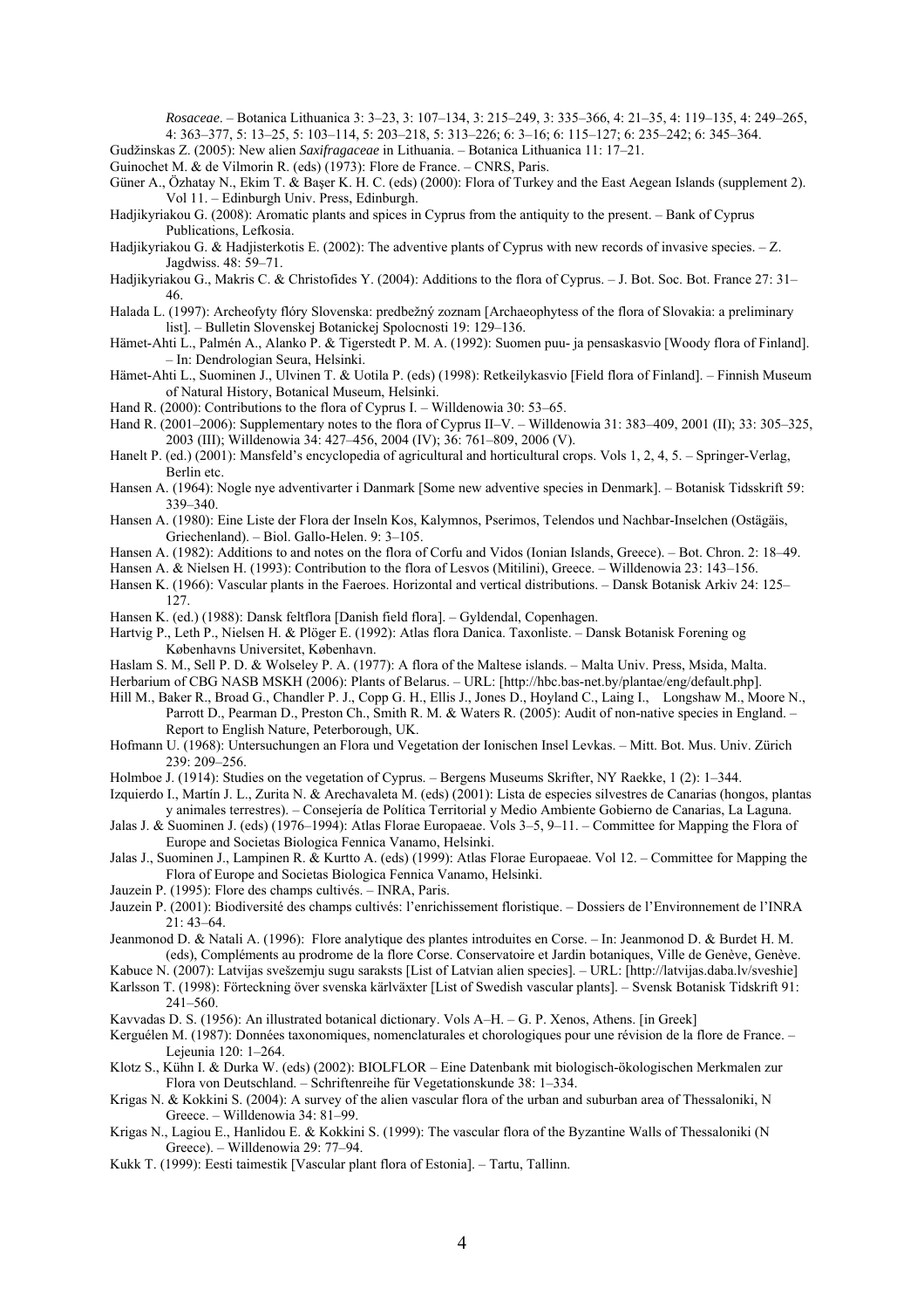*Rosaceae*. – Botanica Lithuanica 3: 3–23, 3: 107–134, 3: 215–249, 3: 335–366, 4: 21–35, 4: 119–135, 4: 249–265, 4: 363–377, 5: 13–25, 5: 103–114, 5: 203–218, 5: 313–226; 6: 3–16; 6: 115–127; 6: 235–242; 6: 345–364.

Gudžinskas Z. (2005): New alien *Saxifragaceae* in Lithuania. – Botanica Lithuanica 11: 17–21.

Guinochet M. & de Vilmorin R. (eds) (1973): Flore de France. – CNRS, Paris.

Güner A., Özhatay N., Ekim T. & Başer K. H. C. (eds) (2000): Flora of Turkey and the East Aegean Islands (supplement 2). Vol 11. – Edinburgh Univ. Press, Edinburgh.

Hadjikyriakou G. (2008): Aromatic plants and spices in Cyprus from the antiquity to the present. – Bank of Cyprus Publications, Lefkosia.

Hadjikyriakou G. & Hadjisterkotis E. (2002): The adventive plants of Cyprus with new records of invasive species. – Z. Jagdwiss. 48: 59–71.

Hadjikyriakou G., Makris C. & Christofides Y. (2004): Additions to the flora of Cyprus. – J. Bot. Soc. Bot. France 27: 31–46.

Halada L. (1997): Archeofyty flóry Slovenska: predbežný zoznam [Archaeophytess of the flora of Slovakia: a preliminary list]. – Bulletin Slovenskej Botanickej Spolocnosti 19: 129–136.

Hämet-Ahti L., Palmén A., Alanko P. & Tigerstedt P. M. A. (1992): Suomen puu- ja pensaskasvio [Woody flora of Finland]. – In: Dendrologian Seura, Helsinki.

Hämet-Ahti L., Suominen J., Ulvinen T. & Uotila P. (eds) (1998): Retkeilykasvio [Field flora of Finland]. – Finnish Museum of Natural History, Botanical Museum, Helsinki.

Hand R. (2000): Contributions to the flora of Cyprus I. – Willdenowia 30: 53–65.

Hand R. (2001–2006): Supplementary notes to the flora of Cyprus II–V. – Willdenowia 31: 383–409, 2001 (II); 33: 305–325, 2003 (III); Willdenowia 34: 427–456, 2004 (IV); 36: 761–809, 2006 (V).

Hanelt P. (ed.) (2001): Mansfeld's encyclopedia of agricultural and horticultural crops. Vols 1, 2, 4, 5. – Springer-Verlag, Berlin etc.

Hansen A. (1964): Nogle nye adventivarter i Danmark [Some new adventive species in Denmark]. – Botanisk Tidsskrift 59: 339–340.

Hansen A. (1980): Eine Liste der Flora der Inseln Kos, Kalymnos, Pserimos, Telendos und Nachbar-Inselchen (Ostägäis, Griechenland). – Biol. Gallo-Helen. 9: 3–105.

Hansen A. (1982): Additions to and notes on the flora of Corfu and Vidos (Ionian Islands, Greece). – Bot. Chron. 2: 18–49.

Hansen A. & Nielsen H. (1993): Contribution to the flora of Lesvos (Mitilini), Greece. – Willdenowia 23: 143–156.

Hansen K. (1966): Vascular plants in the Faeroes. Horizontal and vertical distributions. – Dansk Botanisk Arkiv 24: 125–127.

Hansen K. (ed.) (1988): Dansk feltflora [Danish field flora]. – Gyldendal, Copenhagen.

Hartvig P., Leth P., Nielsen H. & Plöger E. (1992): Atlas flora Danica. Taxonliste. – Dansk Botanisk Forening og Københavns Universitet, København.

Haslam S. M., Sell P. D. & Wolseley P. A. (1977): A flora of the Maltese islands. – Malta Univ. Press, Msida, Malta.

Herbarium of CBG NASB MSKH (2006): Plants of Belarus. – URL: [http://hbc.bas-net.by/plantae/eng/default.php].

Hill M., Baker R., Broad G., Chandler P. J., Copp G. H., Ellis J., Jones D., Hoyland C., Laing I., Longshaw M., Moore N., Parrott D., Pearman D., Preston Ch., Smith R. M. & Waters R. (2005): Audit of non-native species in England. – Report to English Nature, Peterborough, UK.

Hofmann U. (1968): Untersuchungen an Flora und Vegetation der Ionischen Insel Levkas. – Mitt. Bot. Mus. Univ. Zürich 239: 209–256.

Holmboe J. (1914): Studies on the vegetation of Cyprus. – Bergens Museums Skrifter, NY Raekke, 1 (2): 1–344.

Izquierdo I., Martín J. L., Zurita N. & Arechavaleta M. (eds) (2001): Lista de especies silvestres de Canarias (hongos, plantas y animales terrestres). – Consejería de Política Territorial y Medio Ambiente Gobierno de Canarias, La Laguna.

Jalas J. & Suominen J. (eds) (1976–1994): Atlas Florae Europaeae. Vols 3–5, 9–11. – Committee for Mapping the Flora of Europe and Societas Biologica Fennica Vanamo, Helsinki.

Jalas J., Suominen J., Lampinen R. & Kurtto A. (eds) (1999): Atlas Florae Europaeae. Vol 12. – Committee for Mapping the Flora of Europe and Societas Biologica Fennica Vanamo, Helsinki.

Jauzein P. (1995): Flore des champs cultivés. – INRA, Paris.

Jauzein P. (2001): Biodiversité des champs cultivés: l'enrichissement floristique. – Dossiers de l'Environnement de l'INRA 21: 43–64.

Jeanmonod D. & Natali A. (1996): Flore analytique des plantes introduites en Corse. – In: Jeanmonod D. & Burdet H. M. (eds), Compléments au prodrome de la flore Corse. Conservatoire et Jardin botaniques, Ville de Genève, Genève.

Kabuce N. (2007): Latvijas svešzemju sugu saraksts [List of Latvian alien species]. – URL: [http://latvijas.daba.lv/sveshie]

Karlsson T. (1998): Förteckning över svenska kärlväxter [List of Swedish vascular plants]. – Svensk Botanisk Tidskrift 91: 241–560.

Kavvadas D. S. (1956): An illustrated botanical dictionary. Vols A–H. – G. P. Xenos, Athens. [in Greek]

Kerguélen M. (1987): Données taxonomiques, nomenclaturales et chorologiques pour une révision de la flore de France. – Lejeunia 120: 1–264.

Klotz S., Kühn I. & Durka W. (eds) (2002): BIOLFLOR – Eine Datenbank mit biologisch-ökologischen Merkmalen zur Flora von Deutschland. – Schriftenreihe für Vegetationskunde 38: 1–334.

Krigas N. & Kokkini S. (2004): A survey of the alien vascular flora of the urban and suburban area of Thessaloniki, N Greece. – Willdenowia 34: 81–99.

Krigas N., Lagiou E., Hanlidou E. & Kokkini S. (1999): The vascular flora of the Byzantine Walls of Thessaloniki (N Greece). – Willdenowia 29: 77–94.

Kukk T. (1999): Eesti taimestik [Vascular plant flora of Estonia]. – Tartu, Tallinn.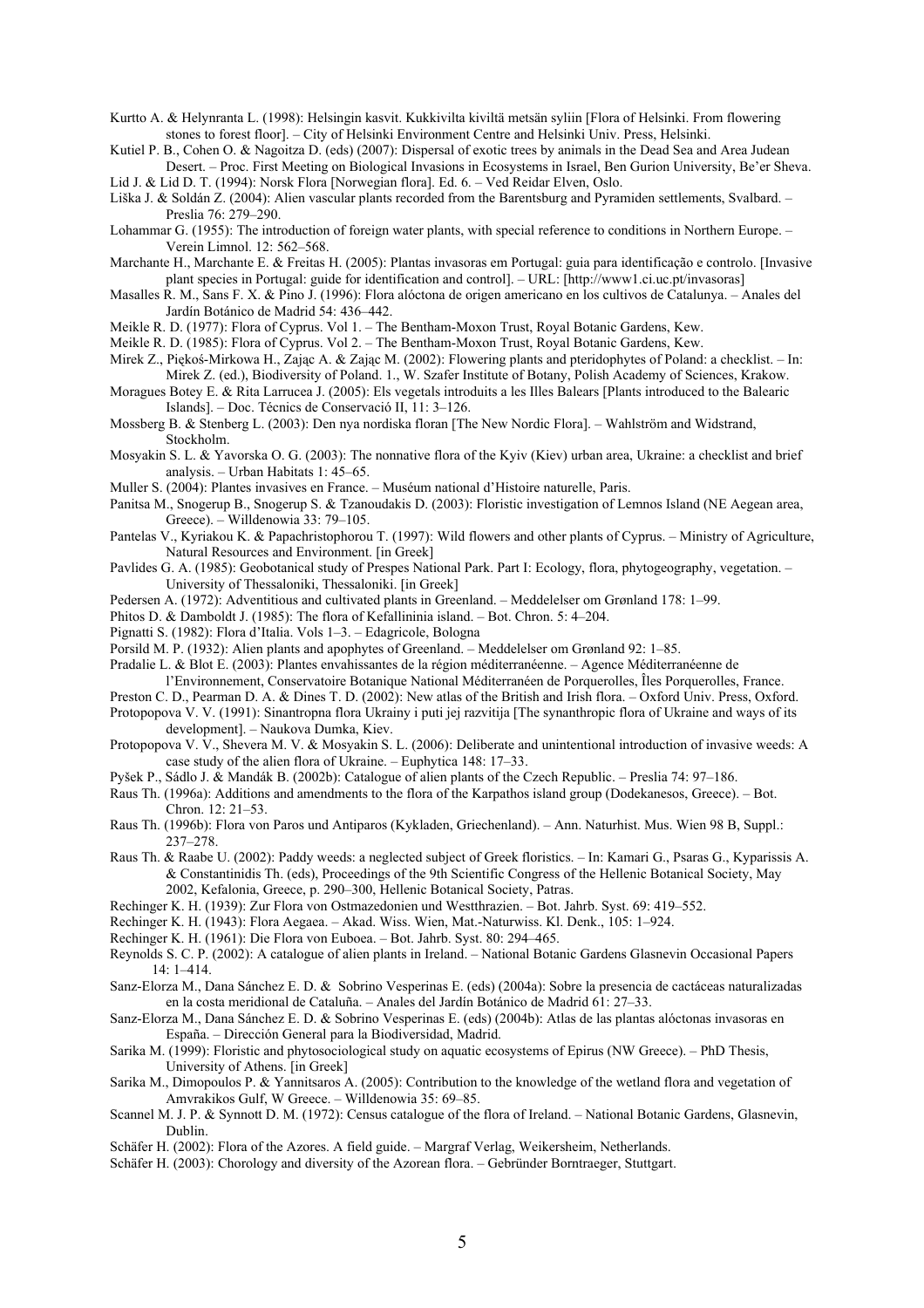Kurtto A. & Helynranta L. (1998): Helsingin kasvit. Kukkivilta kiviltä metsän syliin [Flora of Helsinki. From flowering stones to forest floor]. – City of Helsinki Environment Centre and Helsinki Univ. Press, Helsinki.

Kutiel P. B., Cohen O. & Nagoitza D. (eds) (2007): Dispersal of exotic trees by animals in the Dead Sea and Area Judean Desert. – Proc. First Meeting on Biological Invasions in Ecosystems in Israel, Ben Gurion University, Be'er Sheva.

Lid J. & Lid D. T. (1994): Norsk Flora [Norwegian flora]. Ed. 6. – Ved Reidar Elven, Oslo.

Liška J. & Soldán Z. (2004): Alien vascular plants recorded from the Barentsburg and Pyramiden settlements, Svalbard. – Preslia 76: 279–290.

Lohammar G. (1955): The introduction of foreign water plants, with special reference to conditions in Northern Europe. – Verein Limnol. 12: 562–568.

Marchante H., Marchante E. & Freitas H. (2005): Plantas invasoras em Portugal: guia para identificação e controlo. [Invasive plant species in Portugal: guide for identification and control]. – URL: [http://www1.ci.uc.pt/invasoras]

Masalles R. M., Sans F. X. & Pino J. (1996): Flora alóctona de origen americano en los cultivos de Catalunya. – Anales del Jardín Botánico de Madrid 54: 436–442.

Meikle R. D. (1977): Flora of Cyprus. Vol 1. – The Bentham-Moxon Trust, Royal Botanic Gardens, Kew.

Meikle R. D. (1985): Flora of Cyprus. Vol 2. – The Bentham-Moxon Trust, Royal Botanic Gardens, Kew.

Mirek Z., Piękoś-Mirkowa H., Zając A. & Zając M. (2002): Flowering plants and pteridophytes of Poland: a checklist. – In: Mirek Z. (ed.), Biodiversity of Poland. 1., W. Szafer Institute of Botany, Polish Academy of Sciences, Krakow.

Moragues Botey E. & Rita Larrucea J. (2005): Els vegetals introduits a les Illes Balears [Plants introduced to the Balearic Islands]. – Doc. Técnics de Conservació II, 11: 3–126.

Mossberg B. & Stenberg L. (2003): Den nya nordiska floran [The New Nordic Flora]. – Wahlström and Widstrand, Stockholm.

Mosyakin S. L. & Yavorska O. G. (2003): The nonnative flora of the Kyiv (Kiev) urban area, Ukraine: a checklist and brief analysis. – Urban Habitats 1: 45–65.

Muller S. (2004): Plantes invasives en France. – Muséum national d'Histoire naturelle, Paris.

Panitsa M., Snogerup B., Snogerup S. & Tzanoudakis D. (2003): Floristic investigation of Lemnos Island (NE Aegean area, Greece). – Willdenowia 33: 79–105.

Pantelas V., Kyriakou K. & Papachristophorou T. (1997): Wild flowers and other plants of Cyprus. – Ministry of Agriculture, Natural Resources and Environment. [in Greek]

Pavlides G. A. (1985): Geobotanical study of Prespes National Park. Part I: Ecology, flora, phytogeography, vegetation. – University of Thessaloniki, Thessaloniki. [in Greek]

Pedersen A. (1972): Adventitious and cultivated plants in Greenland. – Meddelelser om Grønland 178: 1–99.

Phitos D. & Damboldt J. (1985): The flora of Kefallininia island. – Bot. Chron. 5: 4–204.

Pignatti S. (1982): Flora d'Italia. Vols 1–3. – Edagricole, Bologna

Porsild M. P. (1932): Alien plants and apophytes of Greenland. – Meddelelser om Grønland 92: 1–85.

Pradalie L. & Blot E. (2003): Plantes envahissantes de la région méditerranéenne. – Agence Méditerranéenne de l'Environnement, Conservatoire Botanique National Méditerranéen de Porquerolles, Îles Porquerolles, France.

Preston C. D., Pearman D. A. & Dines T. D. (2002): New atlas of the British and Irish flora. – Oxford Univ. Press, Oxford.

Protopopova V. V. (1991): Sinantropna flora Ukrainy i puti jej razvitija [The synanthropic flora of Ukraine and ways of its development]. – Naukova Dumka, Kiev.

Protopopova V. V., Shevera M. V. & Mosyakin S. L. (2006): Deliberate and unintentional introduction of invasive weeds: A case study of the alien flora of Ukraine. – Euphytica 148: 17–33.

Pyšek P., Sádlo J. & Mandák B. (2002b): Catalogue of alien plants of the Czech Republic. – Preslia 74: 97–186.

Raus Th. (1996a): Additions and amendments to the flora of the Karpathos island group (Dodekanesos, Greece). – Bot. Chron. 12: 21–53.

Raus Th. (1996b): Flora von Paros und Antiparos (Kykladen, Griechenland). – Ann. Naturhist. Mus. Wien 98 B, Suppl.: 237–278.

Raus Th. & Raabe U. (2002): Paddy weeds: a neglected subject of Greek floristics. – In: Kamari G., Psaras G., Kyparissis A. & Constantinidis Th. (eds), Proceedings of the 9th Scientific Congress of the Hellenic Botanical Society, May 2002, Kefalonia, Greece, p. 290–300, Hellenic Botanical Society, Patras.

Rechinger K. H. (1939): Zur Flora von Ostmazedonien und Westthrazien. – Bot. Jahrb. Syst. 69: 419–552.

Rechinger K. H. (1943): Flora Aegaea. – Akad. Wiss. Wien, Mat.-Naturwiss. Kl. Denk., 105: 1–924.

Rechinger K. H. (1961): Die Flora von Euboea. – Bot. Jahrb. Syst. 80: 294–465.

Reynolds S. C. P. (2002): A catalogue of alien plants in Ireland. – National Botanic Gardens Glasnevin Occasional Papers 14: 1–414.

Sanz-Elorza M., Dana Sánchez E. D. & Sobrino Vesperinas E. (eds) (2004a): Sobre la presencia de cactáceas naturalizadas en la costa meridional de Cataluña. – Anales del Jardín Botánico de Madrid 61: 27–33.

Sanz-Elorza M., Dana Sánchez E. D. & Sobrino Vesperinas E. (eds) (2004b): Atlas de las plantas alóctonas invasoras en España. – Dirección General para la Biodiversidad, Madrid.

Sarika M. (1999): Floristic and phytosociological study on aquatic ecosystems of Epirus (NW Greece). – PhD Thesis, University of Athens. [in Greek]

Sarika M., Dimopoulos P. & Yannitsaros A. (2005): Contribution to the knowledge of the wetland flora and vegetation of Amvrakikos Gulf, W Greece. – Willdenowia 35: 69–85.

Scannel M. J. P. & Synnott D. M. (1972): Census catalogue of the flora of Ireland. – National Botanic Gardens, Glasnevin, Dublin.

Schäfer H. (2002): Flora of the Azores. A field guide. – Margraf Verlag, Weikersheim, Netherlands.

Schäfer H. (2003): Chorology and diversity of the Azorean flora. – Gebründer Borntraeger, Stuttgart.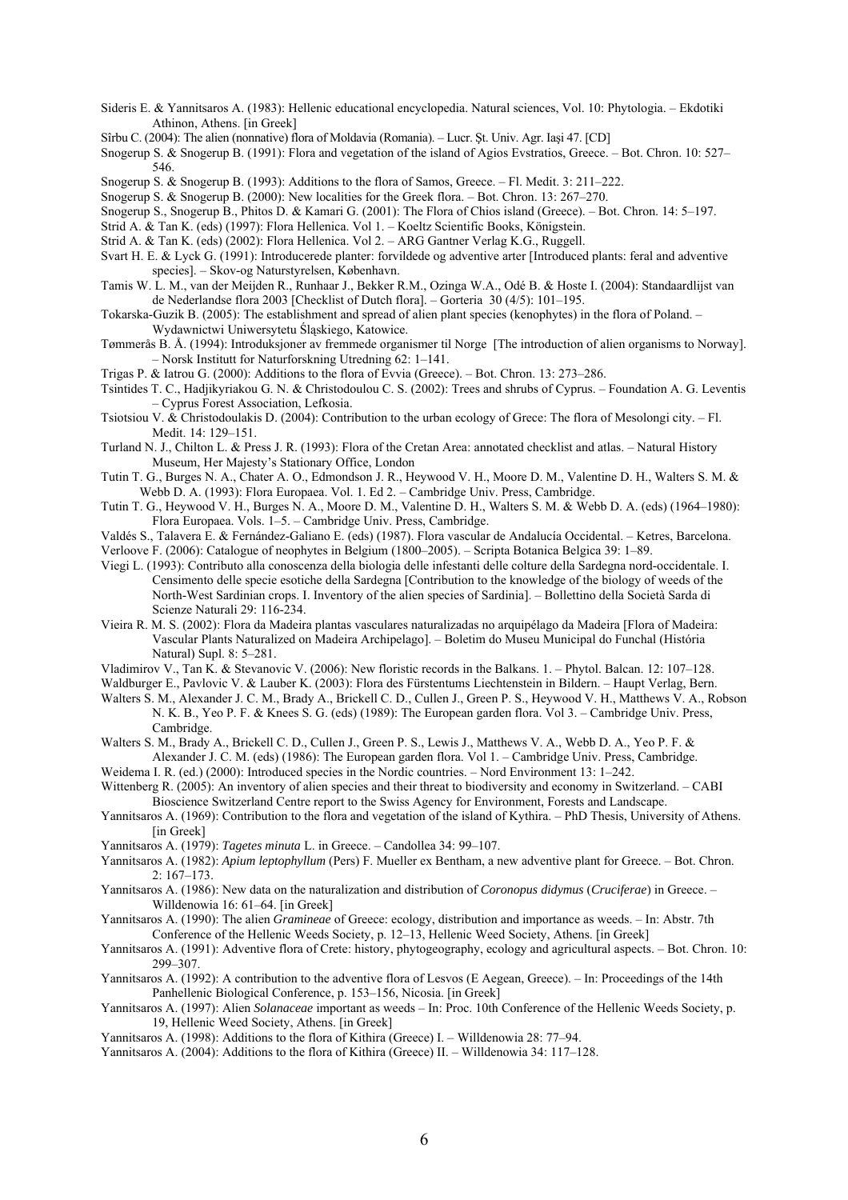Sideris E. & Yannitsaros A. (1983): Hellenic educational encyclopedia. Natural sciences, Vol. 10: Phytologia. – Ekdotiki Athinon, Athens. [in Greek]

Sîrbu C. (2004): The alien (nonnative) flora of Moldavia (Romania). – Lucr. Şt. Univ. Agr. Iaşi 47. [CD]

Snogerup S. & Snogerup B. (1991): Flora and vegetation of the island of Agios Evstratios, Greece. – Bot. Chron. 10: 527–546.

Snogerup S. & Snogerup B. (1993): Additions to the flora of Samos, Greece. – Fl. Medit. 3: 211–222.

Snogerup S. & Snogerup B. (2000): New localities for the Greek flora. – Bot. Chron. 13: 267–270.

Snogerup S., Snogerup B., Phitos D. & Kamari G. (2001): The Flora of Chios island (Greece). – Bot. Chron. 14: 5–197.

Strid A. & Tan K. (eds) (1997): Flora Hellenica. Vol 1. – Koeltz Scientific Books, Königstein.

Strid A. & Tan K. (eds) (2002): Flora Hellenica. Vol 2. – ARG Gantner Verlag K.G., Ruggell.

Svart H. E. & Lyck G. (1991): Introducerede planter: forvildede og adventive arter [Introduced plants: feral and adventive species]. – Skov-og Naturstyrelsen, København.

Tamis W. L. M., van der Meijden R., Runhaar J., Bekker R.M., Ozinga W.A., Odé B. & Hoste I. (2004): Standaardlijst van de Nederlandse flora 2003 [Checklist of Dutch flora]. – Gorteria 30 (4/5): 101–195.

Tokarska-Guzik B. (2005): The establishment and spread of alien plant species (kenophytes) in the flora of Poland. – Wydawnictwi Uniwersytetu Śląskiego, Katowice.

Tømmerås B. Å. (1994): Introduksjoner av fremmede organismer til Norge [The introduction of alien organisms to Norway]. – Norsk Institutt for Naturforskning Utredning 62: 1–141.

Trigas P. & Iatrou G. (2000): Additions to the flora of Evvia (Greece). – Bot. Chron. 13: 273–286.

Tsintides T. C., Hadjikyriakou G. N. & Christodoulou C. S. (2002): Trees and shrubs of Cyprus. – Foundation A. G. Leventis – Cyprus Forest Association, Lefkosia.

Tsiotsiou V. & Christodoulakis D. (2004): Contribution to the urban ecology of Grece: The flora of Mesolongi city. – Fl. Medit. 14: 129–151.

Turland N. J., Chilton L. & Press J. R. (1993): Flora of the Cretan Area: annotated checklist and atlas. – Natural History Museum, Her Majesty's Stationary Office, London

Tutin T. G., Burges N. A., Chater A. O., Edmondson J. R., Heywood V. H., Moore D. M., Valentine D. H., Walters S. M. & Webb D. A. (1993): Flora Europaea. Vol. 1. Ed 2. – Cambridge Univ. Press, Cambridge.

Tutin T. G., Heywood V. H., Burges N. A., Moore D. M., Valentine D. H., Walters S. M. & Webb D. A. (eds) (1964–1980): Flora Europaea. Vols. 1–5. – Cambridge Univ. Press, Cambridge.

Valdés S., Talavera E. & Fernández-Galiano E. (eds) (1987). Flora vascular de Andalucía Occidental. – Ketres, Barcelona.

Verloove F. (2006): Catalogue of neophytes in Belgium (1800–2005). – Scripta Botanica Belgica 39: 1–89.

Viegi L. (1993): Contributo alla conoscenza della biologia delle infestanti delle colture della Sardegna nord-occidentale. I. Censimento delle specie esotiche della Sardegna [Contribution to the knowledge of the biology of weeds of the North-West Sardinian crops. I. Inventory of the alien species of Sardinia]. – Bollettino della Società Sarda di Scienze Naturali 29: 116-234.

Vieira R. M. S. (2002): Flora da Madeira plantas vasculares naturalizadas no arquipélago da Madeira [Flora of Madeira: Vascular Plants Naturalized on Madeira Archipelago]. – Boletim do Museu Municipal do Funchal (História Natural) Supl. 8: 5–281.

Vladimirov V., Tan K. & Stevanovic V. (2006): New floristic records in the Balkans. 1. – Phytol. Balcan. 12: 107–128.

Waldburger E., Pavlovic V. & Lauber K. (2003): Flora des Fürstentums Liechtenstein in Bildern. – Haupt Verlag, Bern.

Walters S. M., Alexander J. C. M., Brady A., Brickell C. D., Cullen J., Green P. S., Heywood V. H., Matthews V. A., Robson N. K. B., Yeo P. F. & Knees S. G. (eds) (1989): The European garden flora. Vol 3. – Cambridge Univ. Press, Cambridge.

Walters S. M., Brady A., Brickell C. D., Cullen J., Green P. S., Lewis J., Matthews V. A., Webb D. A., Yeo P. F. & Alexander J. C. M. (eds) (1986): The European garden flora. Vol 1. – Cambridge Univ. Press, Cambridge.

Weidema I. R. (ed.) (2000): Introduced species in the Nordic countries. – Nord Environment 13: 1–242.

Wittenberg R. (2005): An inventory of alien species and their threat to biodiversity and economy in Switzerland. – CABI Bioscience Switzerland Centre report to the Swiss Agency for Environment, Forests and Landscape.

Yannitsaros A. (1969): Contribution to the flora and vegetation of the island of Kythira. – PhD Thesis, University of Athens. [in Greek]

Yannitsaros A. (1979): *Tagetes minuta* L. in Greece. – Candollea 34: 99–107.

Yannitsaros A. (1982): *Apium leptophyllum* (Pers) F. Mueller ex Bentham, a new adventive plant for Greece. – Bot. Chron. 2: 167–173.

Yannitsaros A. (1986): New data on the naturalization and distribution of *Coronopus didymus* (*Cruciferae*) in Greece. – Willdenowia 16: 61–64. [in Greek]

Yannitsaros A. (1990): The alien *Gramineae* of Greece: ecology, distribution and importance as weeds. – In: Abstr. 7th Conference of the Hellenic Weeds Society, p. 12–13, Hellenic Weed Society, Athens. [in Greek]

Yannitsaros A. (1991): Adventive flora of Crete: history, phytogeography, ecology and agricultural aspects. – Bot. Chron. 10: 299–307.

Yannitsaros A. (1992): A contribution to the adventive flora of Lesvos (E Aegean, Greece). – In: Proceedings of the 14th Panhellenic Biological Conference, p. 153–156, Nicosia. [in Greek]

Yannitsaros A. (1997): Alien *Solanaceae* important as weeds – In: Proc. 10th Conference of the Hellenic Weeds Society, p. 19, Hellenic Weed Society, Athens. [in Greek]

Yannitsaros A. (1998): Additions to the flora of Kithira (Greece) I. – Willdenowia 28: 77–94.

Yannitsaros A. (2004): Additions to the flora of Kithira (Greece) II. – Willdenowia 34: 117–128.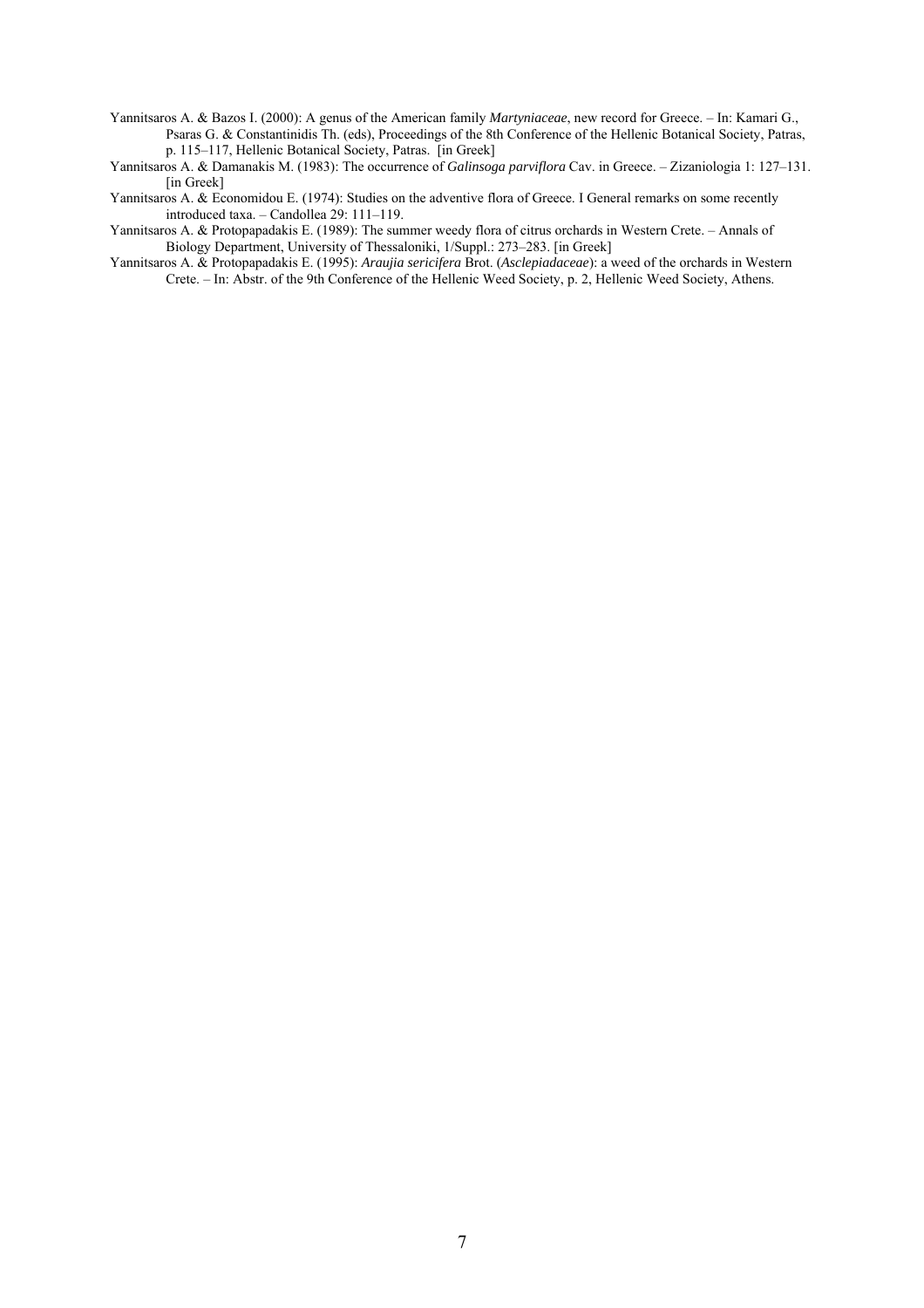Yannitsaros A. & Bazos I. (2000): A genus of the American family *Martyniaceae*, new record for Greece. – In: Kamari G., Psaras G. & Constantinidis Th. (eds), Proceedings of the 8th Conference of the Hellenic Botanical Society, Patras, p. 115–117, Hellenic Botanical Society, Patras. [in Greek]

Yannitsaros A. & Damanakis M. (1983): The occurrence of *Galinsoga parviflora* Cav. in Greece. – Zizaniologia 1: 127–131. [in Greek]

Yannitsaros A. & Economidou E. (1974): Studies on the adventive flora of Greece. I General remarks on some recently introduced taxa. – Candollea 29: 111–119.

Yannitsaros A. & Protopapadakis E. (1989): The summer weedy flora of citrus orchards in Western Crete. – Annals of Biology Department, University of Thessaloniki, 1/Suppl.: 273–283. [in Greek]

Yannitsaros A. & Protopapadakis E. (1995): *Araujia sericifera* Brot. (*Asclepiadaceae*): a weed of the orchards in Western Crete. – In: Abstr. of the 9th Conference of the Hellenic Weed Society, p. 2, Hellenic Weed Society, Athens.